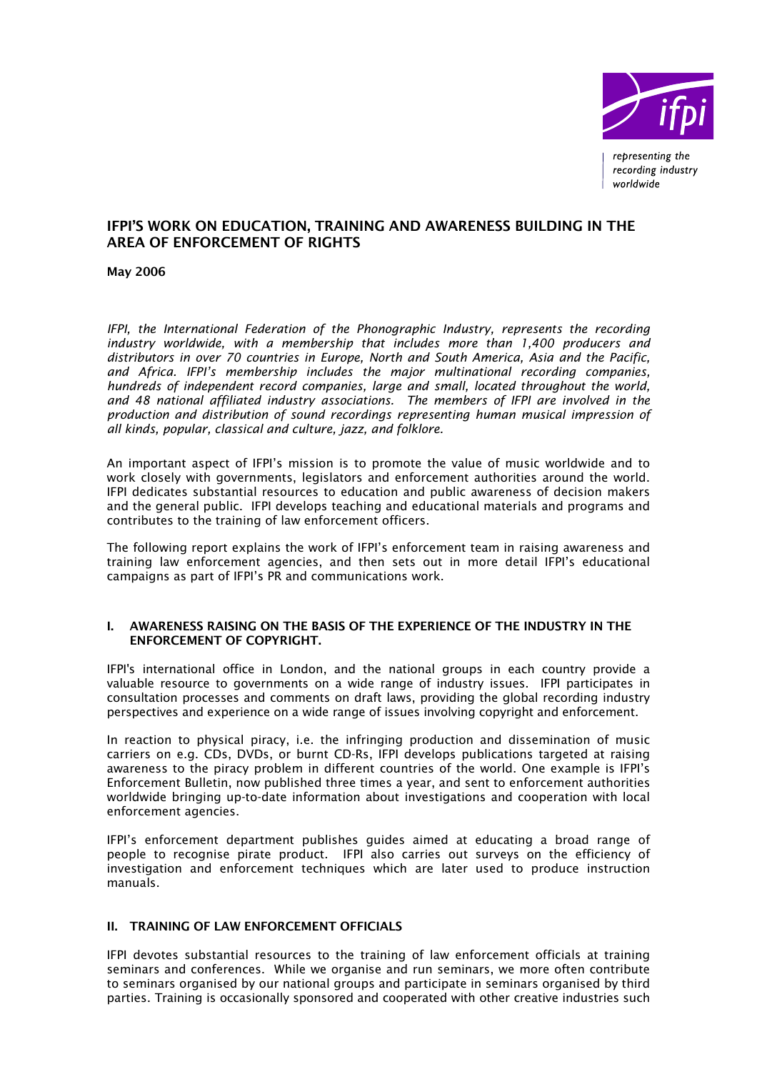representing the recording industry worldwide

# IFPI'S WORK ON EDUCATION, TRAINING AND AWARENESS BUILDING IN THE AREA OF ENFORCEMENT OF RIGHTS

**May 2006**

*IFPI, the International Federation of the Phonographic Industry, represents the recording industry worldwide, with a membership that includes more than 1,400 producers and distributors in over 70 countries in Europe, North and South America, Asia and the Pacific, and Africa. IFPI's membership includes the major multinational recording companies, hundreds of independent record companies, large and small, located throughout the world, and 48 national affiliated industry associations. The members of IFPI are involved in the production and distribution of sound recordings representing human musical impression of all kinds, popular, classical and culture, jazz, and folklore.*

An important aspect of IFPI's mission is to promote the value of music worldwide and to work closely with governments, legislators and enforcement authorities around the world. IFPI dedicates substantial resources to education and public awareness of decision makers and the general public. IFPI develops teaching and educational materials and programs and contributes to the training of law enforcement officers.

The following report explains the work of IFPI's enforcement team in raising awareness and training law enforcement agencies, and then sets out in more detail IFPI's educational campaigns as part of IFPI's PR and communications work.

## I. AWARENESS RAISING ON THE BASIS OF THE EXPERIENCE OF THE INDUSTRY IN THE ENFORCEMENT OF COPYRIGHT.

IFPI's international office in London, and the national groups in each country provide a valuable resource to governments on a wide range of industry issues. IFPI participates in consultation processes and comments on draft laws, providing the global recording industry perspectives and experience on a wide range of issues involving copyright and enforcement.

In reaction to physical piracy, i.e. the infringing production and dissemination of music carriers on e.g. CDs, DVDs, or burnt CD-Rs, IFPI develops publications targeted at raising awareness to the piracy problem in different countries of the world. One example is IFPI's Enforcement Bulletin, now published three times a year, and sent to enforcement authorities worldwide bringing up-to-date information about investigations and cooperation with local enforcement agencies.

IFPI's enforcement department publishes guides aimed at educating a broad range of people to recognise pirate product. IFPI also carries out surveys on the efficiency of investigation and enforcement techniques which are later used to produce instruction manuals.

## II. TRAINING OF LAW ENFORCEMENT OFFICIALS

IFPI devotes substantial resources to the training of law enforcement officials at training seminars and conferences. While we organise and run seminars, we more often contribute to seminars organised by our national groups and participate in seminars organised by third parties. Training is occasionally sponsored and cooperated with other creative industries such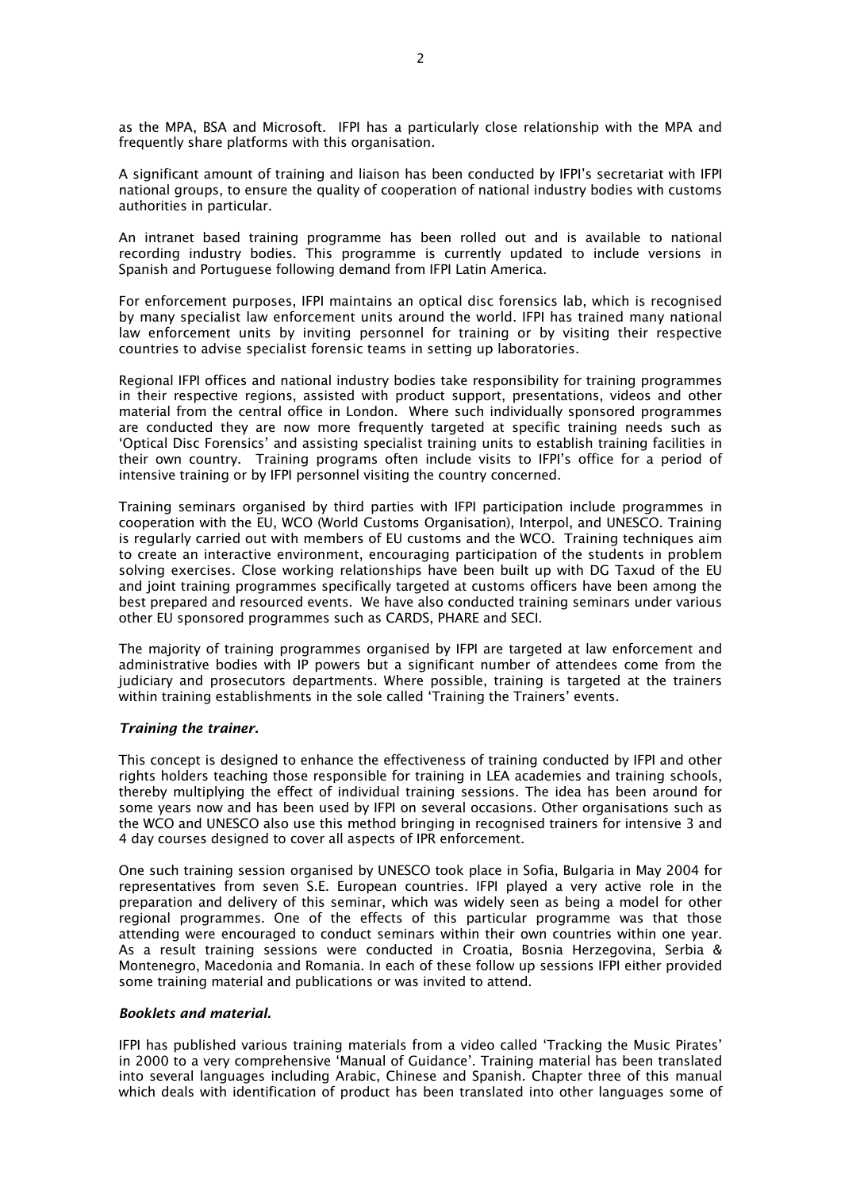as the MPA, BSA and Microsoft. IFPI has a particularly close relationship with the MPA and frequently share platforms with this organisation.

A significant amount of training and liaison has been conducted by IFPI's secretariat with IFPI national groups, to ensure the quality of cooperation of national industry bodies with customs authorities in particular.

An intranet based training programme has been rolled out and is available to national recording industry bodies. This programme is currently updated to include versions in Spanish and Portuguese following demand from IFPI Latin America.

For enforcement purposes, IFPI maintains an optical disc forensics lab, which is recognised by many specialist law enforcement units around the world. IFPI has trained many national law enforcement units by inviting personnel for training or by visiting their respective countries to advise specialist forensic teams in setting up laboratories.

Regional IFPI offices and national industry bodies take responsibility for training programmes in their respective regions, assisted with product support, presentations, videos and other material from the central office in London. Where such individually sponsored programmes are conducted they are now more frequently targeted at specific training needs such as 'Optical Disc Forensics' and assisting specialist training units to establish training facilities in their own country. Training programs often include visits to IFPI's office for a period of intensive training or by IFPI personnel visiting the country concerned.

Training seminars organised by third parties with IFPI participation include programmes in cooperation with the EU, WCO (World Customs Organisation), Interpol, and UNESCO. Training is regularly carried out with members of EU customs and the WCO. Training techniques aim to create an interactive environment, encouraging participation of the students in problem solving exercises. Close working relationships have been built up with DG Taxud of the EU and joint training programmes specifically targeted at customs officers have been among the best prepared and resourced events. We have also conducted training seminars under various other EU sponsored programmes such as CARDS, PHARE and SECI.

The majority of training programmes organised by IFPI are targeted at law enforcement and administrative bodies with IP powers but a significant number of attendees come from the judiciary and prosecutors departments. Where possible, training is targeted at the trainers within training establishments in the sole called 'Training the Trainers' events.

***Training the trainer.***

This concept is designed to enhance the effectiveness of training conducted by IFPI and other rights holders teaching those responsible for training in LEA academies and training schools, thereby multiplying the effect of individual training sessions. The idea has been around for some years now and has been used by IFPI on several occasions. Other organisations such as the WCO and UNESCO also use this method bringing in recognised trainers for intensive 3 and 4 day courses designed to cover all aspects of IPR enforcement.

One such training session organised by UNESCO took place in Sofia, Bulgaria in May 2004 for representatives from seven S.E. European countries. IFPI played a very active role in the preparation and delivery of this seminar, which was widely seen as being a model for other regional programmes. One of the effects of this particular programme was that those attending were encouraged to conduct seminars within their own countries within one year. As a result training sessions were conducted in Croatia, Bosnia Herzegovina, Serbia & Montenegro, Macedonia and Romania. In each of these follow up sessions IFPI either provided some training material and publications or was invited to attend.

***Booklets and material.***

IFPI has published various training materials from a video called 'Tracking the Music Pirates' in 2000 to a very comprehensive 'Manual of Guidance'. Training material has been translated into several languages including Arabic, Chinese and Spanish. Chapter three of this manual which deals with identification of product has been translated into other languages some of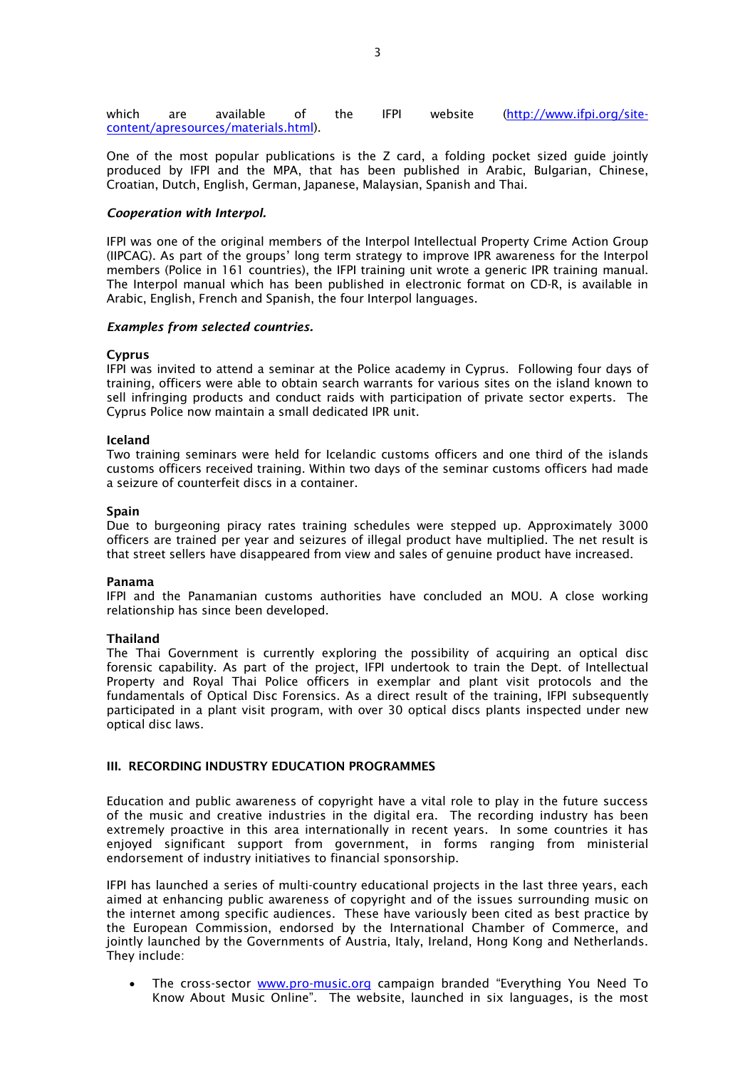which are available of the IFPI website (http://www.ifpi.org/site-content/apresources/materials.html).

One of the most popular publications is the Z card, a folding pocket sized guide jointly produced by IFPI and the MPA, that has been published in Arabic, Bulgarian, Chinese, Croatian, Dutch, English, German, Japanese, Malaysian, Spanish and Thai.

***Cooperation with Interpol.***

IFPI was one of the original members of the Interpol Intellectual Property Crime Action Group (IIPCAG). As part of the groups' long term strategy to improve IPR awareness for the Interpol members (Police in 161 countries), the IFPI training unit wrote a generic IPR training manual. The Interpol manual which has been published in electronic format on CD-R, is available in Arabic, English, French and Spanish, the four Interpol languages.

***Examples from selected countries.***

**Cyprus**
IFPI was invited to attend a seminar at the Police academy in Cyprus. Following four days of training, officers were able to obtain search warrants for various sites on the island known to sell infringing products and conduct raids with participation of private sector experts. The Cyprus Police now maintain a small dedicated IPR unit.

**Iceland**
Two training seminars were held for Icelandic customs officers and one third of the islands customs officers received training. Within two days of the seminar customs officers had made a seizure of counterfeit discs in a container.

**Spain**
Due to burgeoning piracy rates training schedules were stepped up. Approximately 3000 officers are trained per year and seizures of illegal product have multiplied. The net result is that street sellers have disappeared from view and sales of genuine product have increased.

**Panama**
IFPI and the Panamanian customs authorities have concluded an MOU. A close working relationship has since been developed.

**Thailand**
The Thai Government is currently exploring the possibility of acquiring an optical disc forensic capability. As part of the project, IFPI undertook to train the Dept. of Intellectual Property and Royal Thai Police officers in exemplar and plant visit protocols and the fundamentals of Optical Disc Forensics. As a direct result of the training, IFPI subsequently participated in a plant visit program, with over 30 optical discs plants inspected under new optical disc laws.

## III. RECORDING INDUSTRY EDUCATION PROGRAMMES

Education and public awareness of copyright have a vital role to play in the future success of the music and creative industries in the digital era. The recording industry has been extremely proactive in this area internationally in recent years. In some countries it has enjoyed significant support from government, in forms ranging from ministerial endorsement of industry initiatives to financial sponsorship.

IFPI has launched a series of multi-country educational projects in the last three years, each aimed at enhancing public awareness of copyright and of the issues surrounding music on the internet among specific audiences. These have variously been cited as best practice by the European Commission, endorsed by the International Chamber of Commerce, and jointly launched by the Governments of Austria, Italy, Ireland, Hong Kong and Netherlands. They include:

- The cross-sector www.pro-music.org campaign branded "Everything You Need To Know About Music Online". The website, launched in six languages, is the most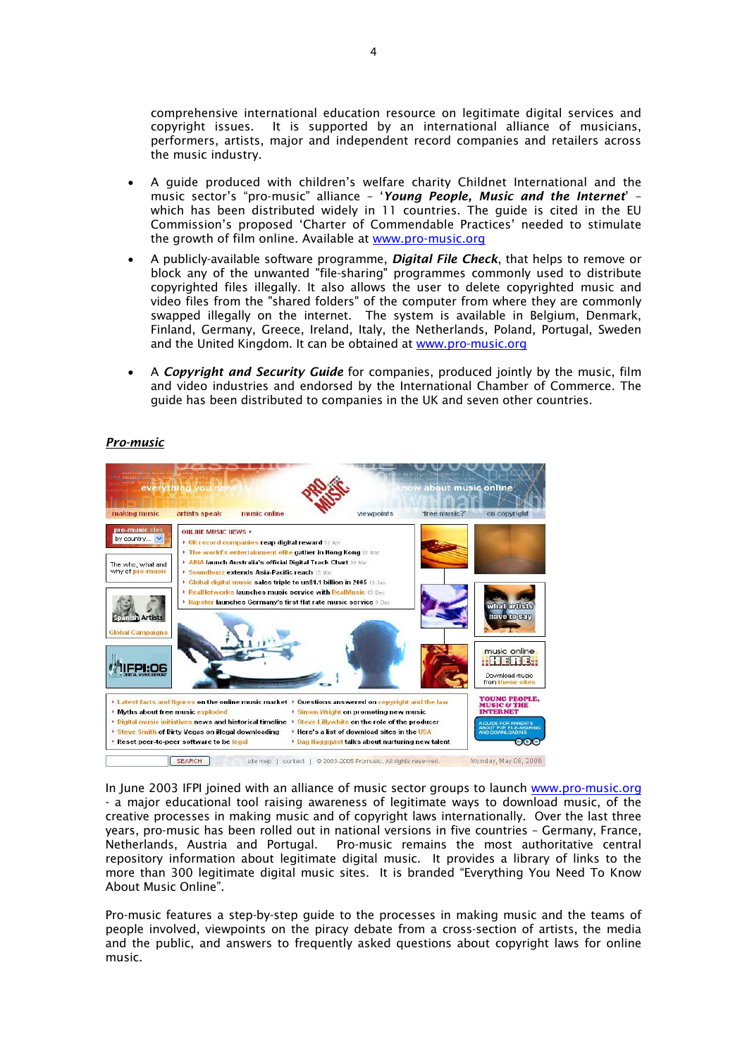comprehensive international education resource on legitimate digital services and copyright issues. It is supported by an international alliance of musicians, performers, artists, major and independent record companies and retailers across the music industry.

- A guide produced with children's welfare charity Childnet International and the music sector's "pro-music" alliance – '***Young People, Music and the Internet***' – which has been distributed widely in 11 countries. The guide is cited in the EU Commission's proposed 'Charter of Commendable Practices' needed to stimulate the growth of film online. Available at www.pro-music.org

- A publicly-available software programme, ***Digital File Check***, that helps to remove or block any of the unwanted "file-sharing" programmes commonly used to distribute copyrighted files illegally. It also allows the user to delete copyrighted music and video files from the "shared folders" of the computer from where they are commonly swapped illegally on the internet. The system is available in Belgium, Denmark, Finland, Germany, Greece, Ireland, Italy, the Netherlands, Poland, Portugal, Sweden and the United Kingdom. It can be obtained at www.pro-music.org

- A ***Copyright and Security Guide*** for companies, produced jointly by the music, film and video industries and endorsed by the International Chamber of Commerce. The guide has been distributed to companies in the UK and seven other countries.

***Pro-music***

In June 2003 IFPI joined with an alliance of music sector groups to launch www.pro-music.org - a major educational tool raising awareness of legitimate ways to download music, of the creative processes in making music and of copyright laws internationally. Over the last three years, pro-music has been rolled out in national versions in five countries – Germany, France, Netherlands, Austria and Portugal. Pro-music remains the most authoritative central repository information about legitimate digital music. It provides a library of links to the more than 300 legitimate digital music sites. It is branded "Everything You Need To Know About Music Online".

Pro-music features a step-by-step guide to the processes in making music and the teams of people involved, viewpoints on the piracy debate from a cross-section of artists, the media and the public, and answers to frequently asked questions about copyright laws for online music.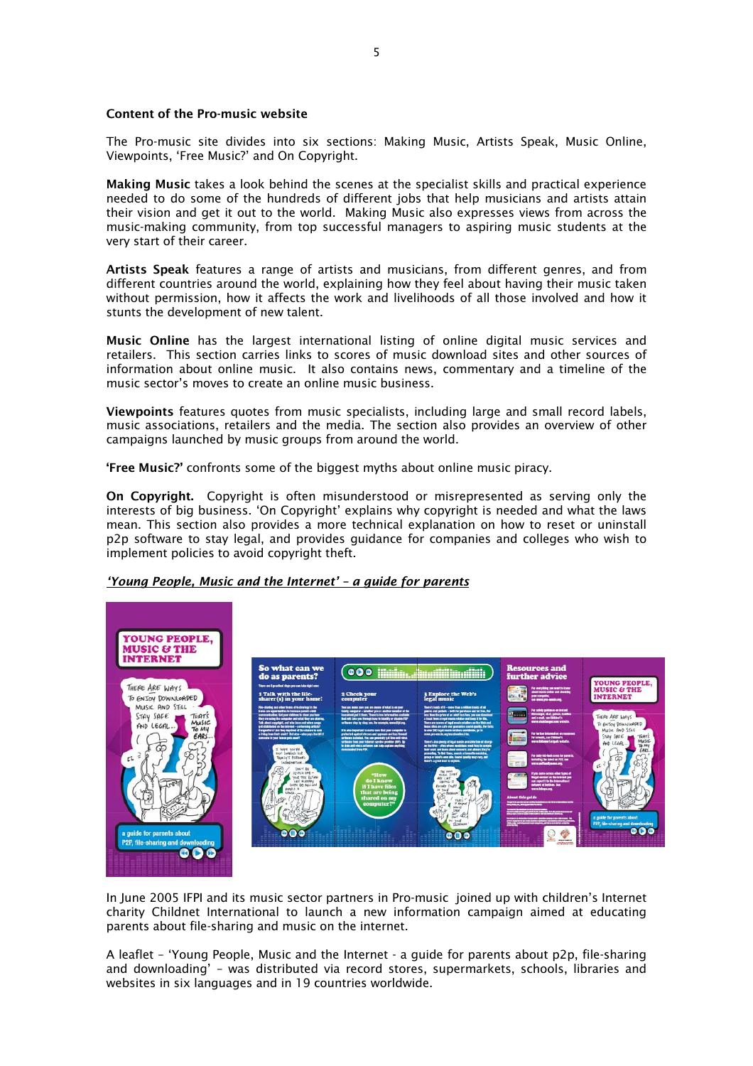**Content of the Pro-music website**

The Pro-music site divides into six sections: Making Music, Artists Speak, Music Online, Viewpoints, 'Free Music?' and On Copyright.

**Making Music** takes a look behind the scenes at the specialist skills and practical experience needed to do some of the hundreds of different jobs that help musicians and artists attain their vision and get it out to the world. Making Music also expresses views from across the music-making community, from top successful managers to aspiring music students at the very start of their career.

**Artists Speak** features a range of artists and musicians, from different genres, and from different countries around the world, explaining how they feel about having their music taken without permission, how it affects the work and livelihoods of all those involved and how it stunts the development of new talent.

**Music Online** has the largest international listing of online digital music services and retailers. This section carries links to scores of music download sites and other sources of information about online music. It also contains news, commentary and a timeline of the music sector's moves to create an online music business.

**Viewpoints** features quotes from music specialists, including large and small record labels, music associations, retailers and the media. The section also provides an overview of other campaigns launched by music groups from around the world.

**'Free Music?'** confronts some of the biggest myths about online music piracy.

**On Copyright.** Copyright is often misunderstood or misrepresented as serving only the interests of big business. 'On Copyright' explains why copyright is needed and what the laws mean. This section also provides a more technical explanation on how to reset or uninstall p2p software to stay legal, and provides guidance for companies and colleges who wish to implement policies to avoid copyright theft.

***'Young People, Music and the Internet' – a guide for parents***

In June 2005 IFPI and its music sector partners in Pro-music joined up with children's Internet charity Childnet International to launch a new information campaign aimed at educating parents about file-sharing and music on the internet.

A leaflet – 'Young People, Music and the Internet - a guide for parents about p2p, file-sharing and downloading' – was distributed via record stores, supermarkets, schools, libraries and websites in six languages and in 19 countries worldwide.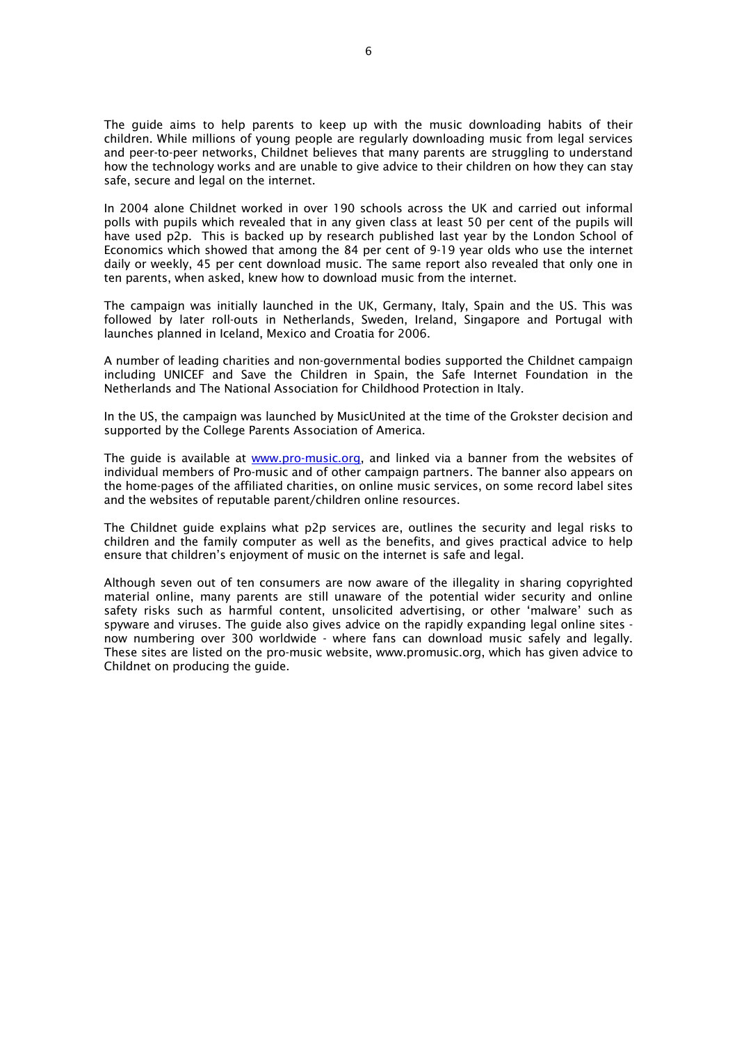The guide aims to help parents to keep up with the music downloading habits of their children. While millions of young people are regularly downloading music from legal services and peer-to-peer networks, Childnet believes that many parents are struggling to understand how the technology works and are unable to give advice to their children on how they can stay safe, secure and legal on the internet.

In 2004 alone Childnet worked in over 190 schools across the UK and carried out informal polls with pupils which revealed that in any given class at least 50 per cent of the pupils will have used p2p. This is backed up by research published last year by the London School of Economics which showed that among the 84 per cent of 9-19 year olds who use the internet daily or weekly, 45 per cent download music. The same report also revealed that only one in ten parents, when asked, knew how to download music from the internet.

The campaign was initially launched in the UK, Germany, Italy, Spain and the US. This was followed by later roll-outs in Netherlands, Sweden, Ireland, Singapore and Portugal with launches planned in Iceland, Mexico and Croatia for 2006.

A number of leading charities and non-governmental bodies supported the Childnet campaign including UNICEF and Save the Children in Spain, the Safe Internet Foundation in the Netherlands and The National Association for Childhood Protection in Italy.

In the US, the campaign was launched by MusicUnited at the time of the Grokster decision and supported by the College Parents Association of America.

The guide is available at [www.pro-music.org](www.pro-music.org), and linked via a banner from the websites of individual members of Pro-music and of other campaign partners. The banner also appears on the home-pages of the affiliated charities, on online music services, on some record label sites and the websites of reputable parent/children online resources.

The Childnet guide explains what p2p services are, outlines the security and legal risks to children and the family computer as well as the benefits, and gives practical advice to help ensure that children's enjoyment of music on the internet is safe and legal.

Although seven out of ten consumers are now aware of the illegality in sharing copyrighted material online, many parents are still unaware of the potential wider security and online safety risks such as harmful content, unsolicited advertising, or other 'malware' such as spyware and viruses. The guide also gives advice on the rapidly expanding legal online sites - now numbering over 300 worldwide - where fans can download music safely and legally. These sites are listed on the pro-music website, www.promusic.org, which has given advice to Childnet on producing the guide.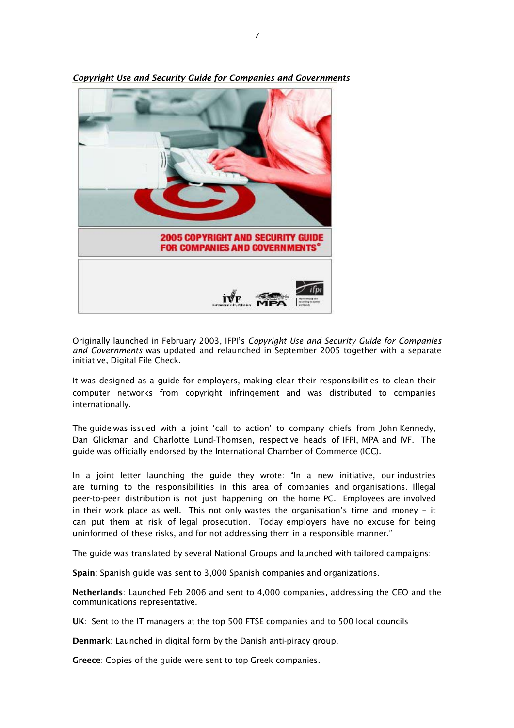***Copyright Use and Security Guide for Companies and Governments***

Originally launched in February 2003, IFPI's *Copyright Use and Security Guide for Companies and Governments* was updated and relaunched in September 2005 together with a separate initiative, Digital File Check.

It was designed as a guide for employers, making clear their responsibilities to clean their computer networks from copyright infringement and was distributed to companies internationally.

The guide was issued with a joint 'call to action' to company chiefs from John Kennedy, Dan Glickman and Charlotte Lund-Thomsen, respective heads of IFPI, MPA and IVF. The guide was officially endorsed by the International Chamber of Commerce (ICC).

In a joint letter launching the guide they wrote: "In a new initiative, our industries are turning to the responsibilities in this area of companies and organisations. Illegal peer-to-peer distribution is not just happening on the home PC. Employees are involved in their work place as well. This not only wastes the organisation's time and money – it can put them at risk of legal prosecution. Today employers have no excuse for being uninformed of these risks, and for not addressing them in a responsible manner."

The guide was translated by several National Groups and launched with tailored campaigns:

**Spain**: Spanish guide was sent to 3,000 Spanish companies and organizations.

**Netherlands**: Launched Feb 2006 and sent to 4,000 companies, addressing the CEO and the communications representative.

**UK**: Sent to the IT managers at the top 500 FTSE companies and to 500 local councils

**Denmark**: Launched in digital form by the Danish anti-piracy group.

**Greece**: Copies of the guide were sent to top Greek companies.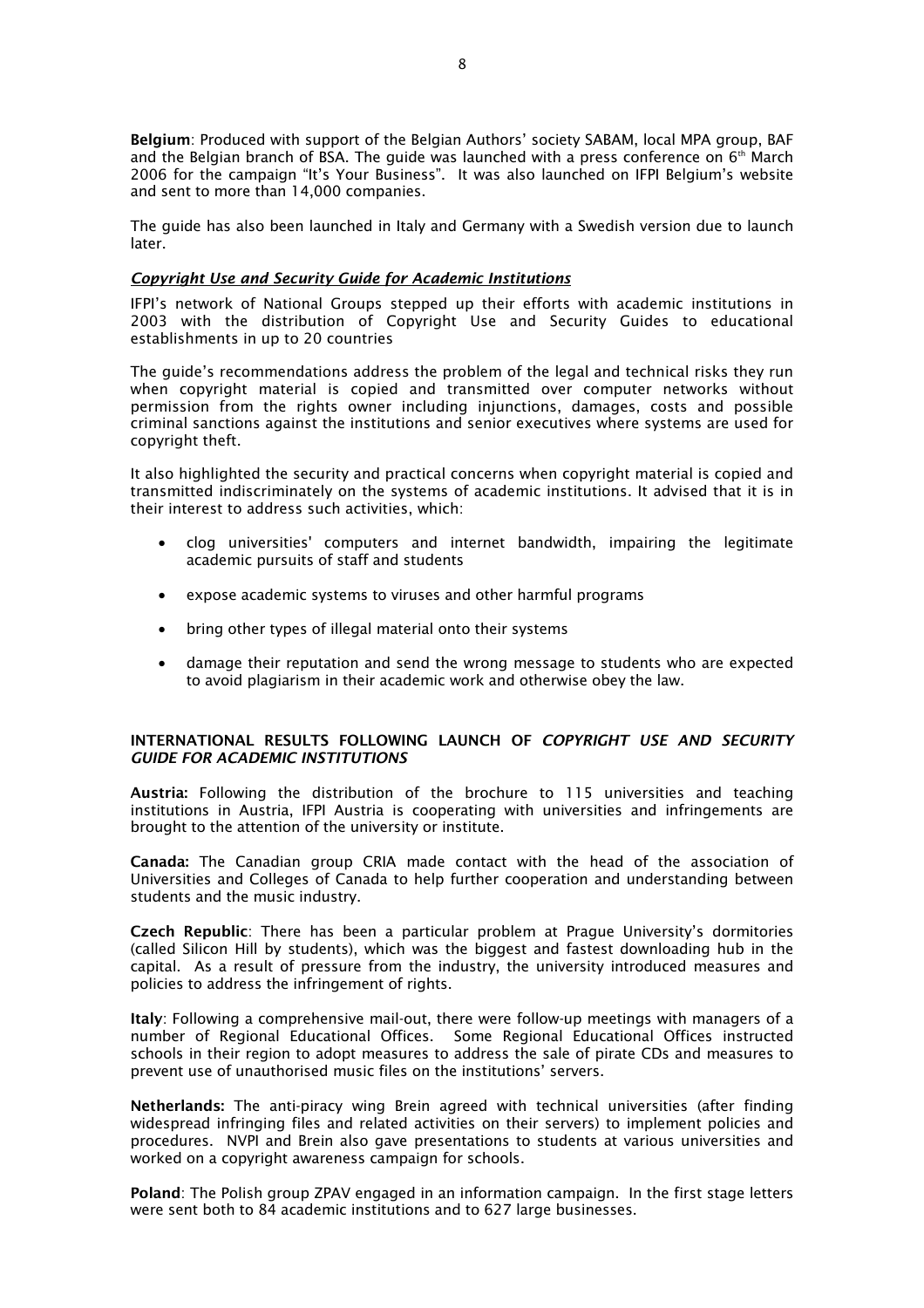**Belgium**: Produced with support of the Belgian Authors' society SABAM, local MPA group, BAF and the Belgian branch of BSA. The guide was launched with a press conference on 6th March 2006 for the campaign "It's Your Business". It was also launched on IFPI Belgium's website and sent to more than 14,000 companies.

The guide has also been launched in Italy and Germany with a Swedish version due to launch later.

### ***Copyright Use and Security Guide for Academic Institutions***

IFPI's network of National Groups stepped up their efforts with academic institutions in 2003 with the distribution of Copyright Use and Security Guides to educational establishments in up to 20 countries

The guide's recommendations address the problem of the legal and technical risks they run when copyright material is copied and transmitted over computer networks without permission from the rights owner including injunctions, damages, costs and possible criminal sanctions against the institutions and senior executives where systems are used for copyright theft.

It also highlighted the security and practical concerns when copyright material is copied and transmitted indiscriminately on the systems of academic institutions. It advised that it is in their interest to address such activities, which:

- clog universities' computers and internet bandwidth, impairing the legitimate academic pursuits of staff and students
- expose academic systems to viruses and other harmful programs
- bring other types of illegal material onto their systems
- damage their reputation and send the wrong message to students who are expected to avoid plagiarism in their academic work and otherwise obey the law.

### INTERNATIONAL RESULTS FOLLOWING LAUNCH OF *COPYRIGHT USE AND SECURITY GUIDE FOR ACADEMIC INSTITUTIONS*

**Austria:** Following the distribution of the brochure to 115 universities and teaching institutions in Austria, IFPI Austria is cooperating with universities and infringements are brought to the attention of the university or institute.

**Canada:** The Canadian group CRIA made contact with the head of the association of Universities and Colleges of Canada to help further cooperation and understanding between students and the music industry.

**Czech Republic**: There has been a particular problem at Prague University's dormitories (called Silicon Hill by students), which was the biggest and fastest downloading hub in the capital. As a result of pressure from the industry, the university introduced measures and policies to address the infringement of rights.

**Italy**: Following a comprehensive mail-out, there were follow-up meetings with managers of a number of Regional Educational Offices. Some Regional Educational Offices instructed schools in their region to adopt measures to address the sale of pirate CDs and measures to prevent use of unauthorised music files on the institutions' servers.

**Netherlands:** The anti-piracy wing Brein agreed with technical universities (after finding widespread infringing files and related activities on their servers) to implement policies and procedures. NVPI and Brein also gave presentations to students at various universities and worked on a copyright awareness campaign for schools.

**Poland**: The Polish group ZPAV engaged in an information campaign. In the first stage letters were sent both to 84 academic institutions and to 627 large businesses.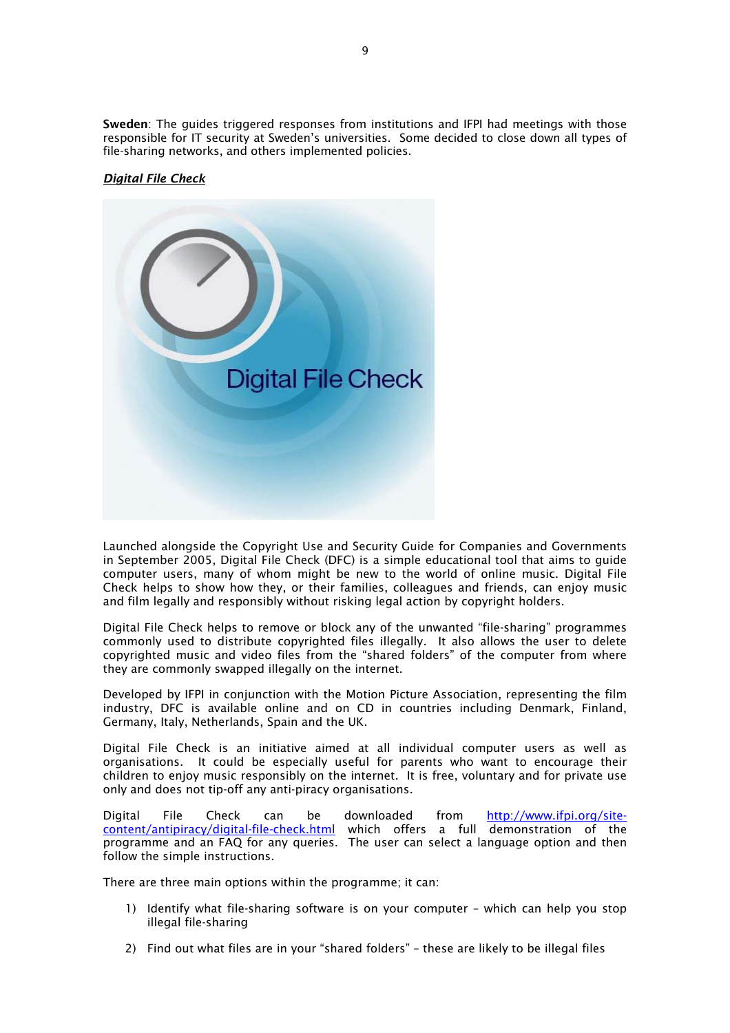**Sweden**: The guides triggered responses from institutions and IFPI had meetings with those responsible for IT security at Sweden's universities. Some decided to close down all types of file-sharing networks, and others implemented policies.

***Digital File Check***

Launched alongside the Copyright Use and Security Guide for Companies and Governments in September 2005, Digital File Check (DFC) is a simple educational tool that aims to guide computer users, many of whom might be new to the world of online music. Digital File Check helps to show how they, or their families, colleagues and friends, can enjoy music and film legally and responsibly without risking legal action by copyright holders.

Digital File Check helps to remove or block any of the unwanted "file-sharing" programmes commonly used to distribute copyrighted files illegally. It also allows the user to delete copyrighted music and video files from the "shared folders" of the computer from where they are commonly swapped illegally on the internet.

Developed by IFPI in conjunction with the Motion Picture Association, representing the film industry, DFC is available online and on CD in countries including Denmark, Finland, Germany, Italy, Netherlands, Spain and the UK.

Digital File Check is an initiative aimed at all individual computer users as well as organisations. It could be especially useful for parents who want to encourage their children to enjoy music responsibly on the internet. It is free, voluntary and for private use only and does not tip-off any anti-piracy organisations.

Digital File Check can be downloaded from http://www.ifpi.org/site-content/antipiracy/digital-file-check.html which offers a full demonstration of the programme and an FAQ for any queries. The user can select a language option and then follow the simple instructions.

There are three main options within the programme; it can:

1) Identify what file-sharing software is on your computer – which can help you stop illegal file-sharing

2) Find out what files are in your "shared folders" – these are likely to be illegal files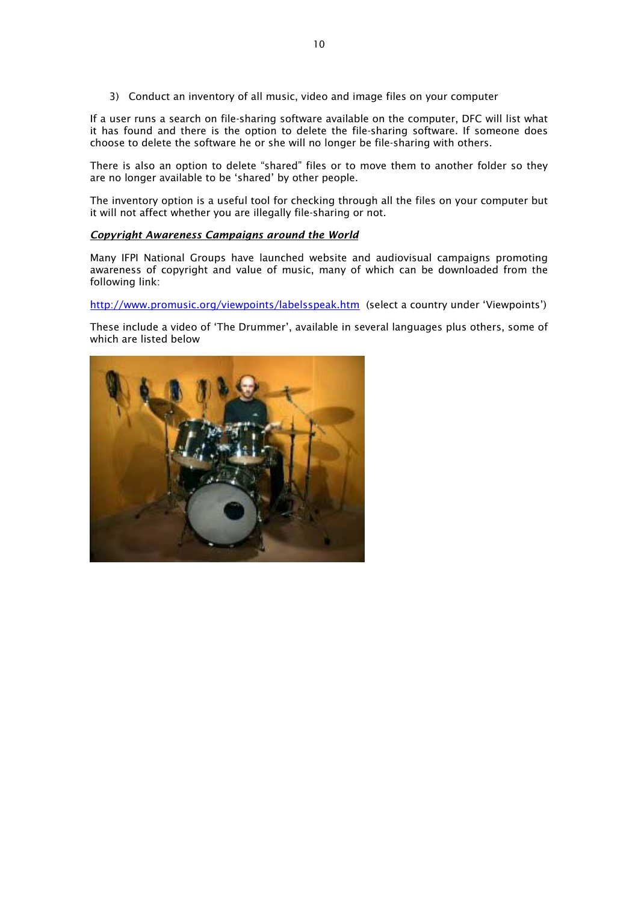3) Conduct an inventory of all music, video and image files on your computer

If a user runs a search on file-sharing software available on the computer, DFC will list what it has found and there is the option to delete the file-sharing software. If someone does choose to delete the software he or she will no longer be file-sharing with others.

There is also an option to delete "shared" files or to move them to another folder so they are no longer available to be 'shared' by other people.

The inventory option is a useful tool for checking through all the files on your computer but it will not affect whether you are illegally file-sharing or not.

***Copyright Awareness Campaigns around the World***

Many IFPI National Groups have launched website and audiovisual campaigns promoting awareness of copyright and value of music, many of which can be downloaded from the following link:

http://www.promusic.org/viewpoints/labelsspeak.htm (select a country under 'Viewpoints')

These include a video of 'The Drummer', available in several languages plus others, some of which are listed below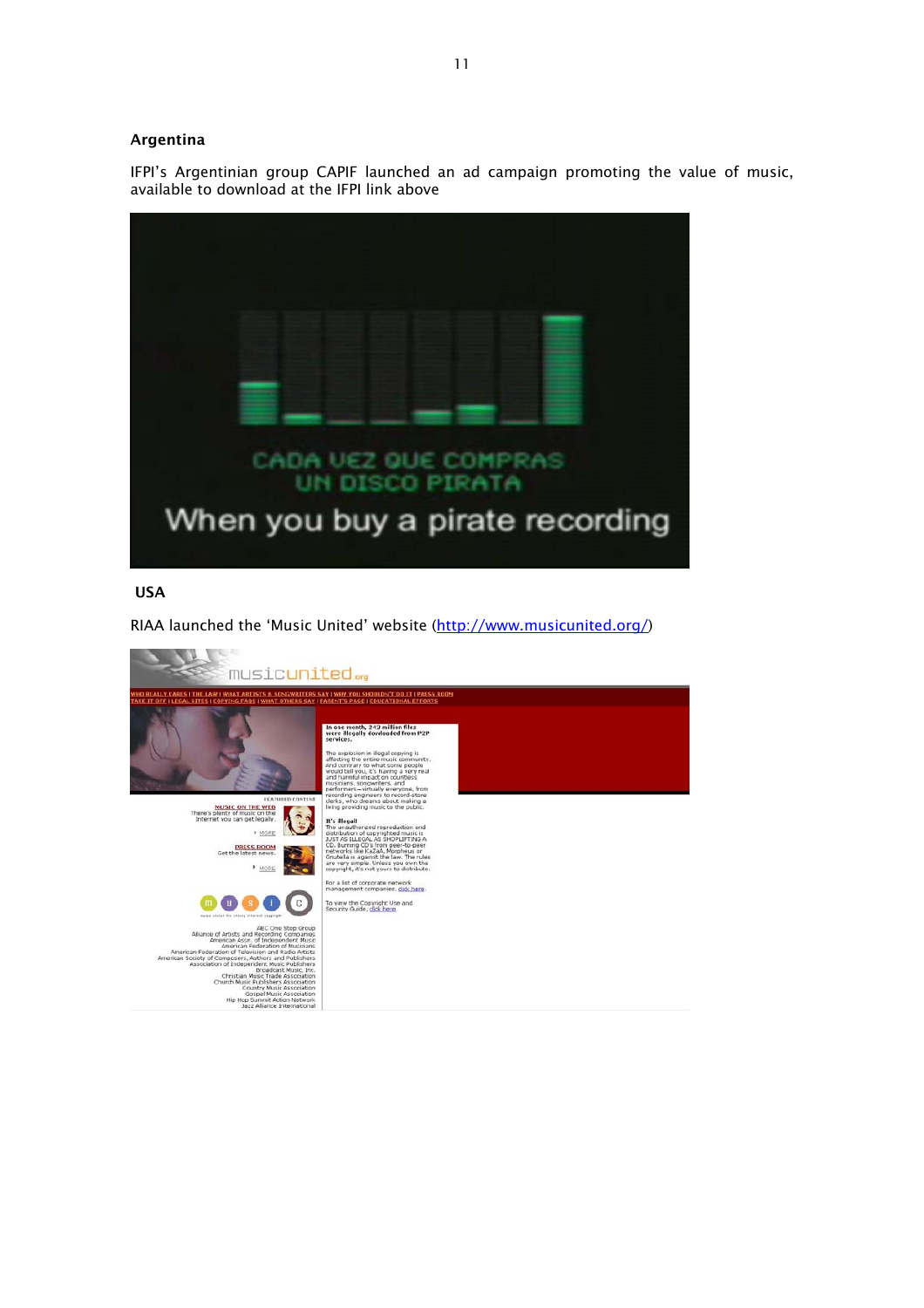## Argentina

IFPI's Argentinian group CAPIF launched an ad campaign promoting the value of music, available to download at the IFPI link above

## USA

RIAA launched the 'Music United' website (http://www.musicunited.org/)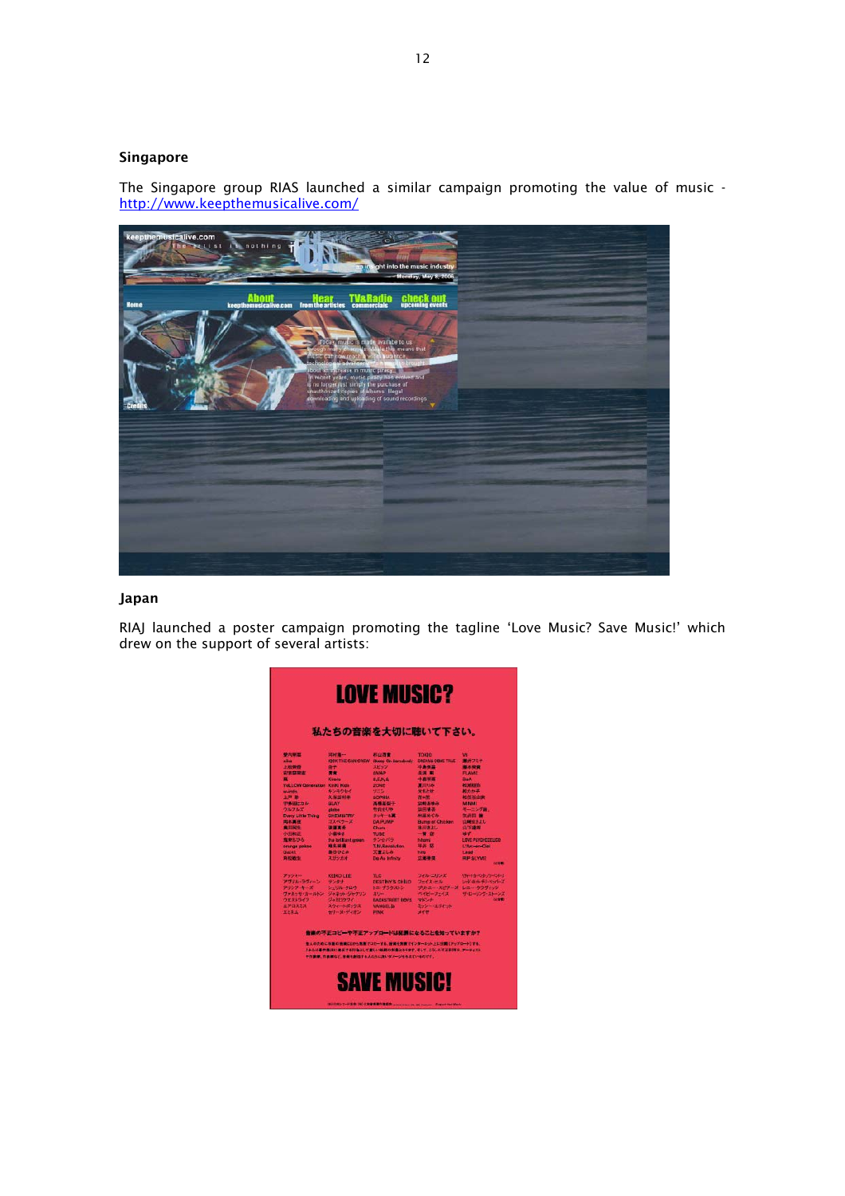### Singapore

The Singapore group RIAS launched a similar campaign promoting the value of music - http://www.keepthemusicalive.com/

### Japan

RIAJ launched a poster campaign promoting the tagline 'Love Music? Save Music!' which drew on the support of several artists: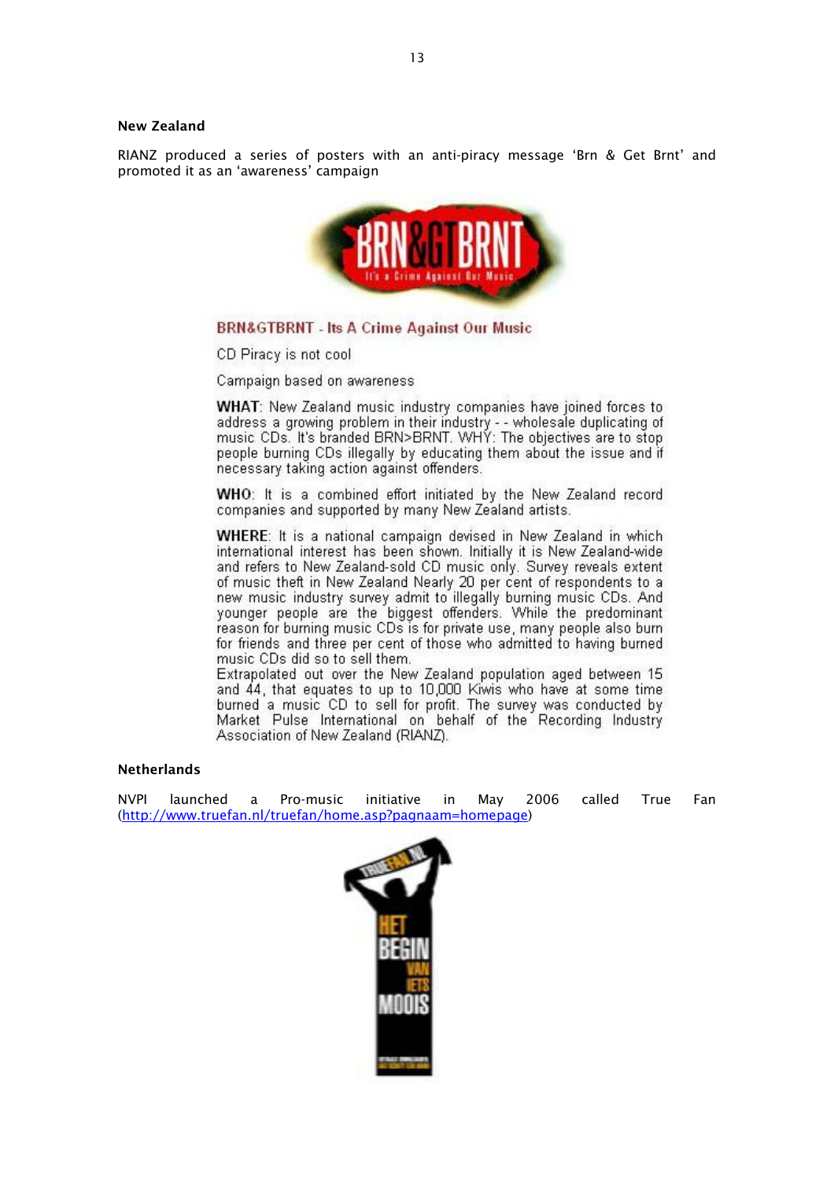## New Zealand

RIANZ produced a series of posters with an anti-piracy message 'Brn & Get Brnt' and promoted it as an 'awareness' campaign

BRN&GTBRNT - Its A Crime Against Our Music

CD Piracy is not cool

Campaign based on awareness

**WHAT**: New Zealand music industry companies have joined forces to address a growing problem in their industry - - wholesale duplicating of music CDs. It's branded BRN>BRNT. WHY: The objectives are to stop people burning CDs illegally by educating them about the issue and if necessary taking action against offenders.

**WHO**: It is a combined effort initiated by the New Zealand record companies and supported by many New Zealand artists.

**WHERE**: It is a national campaign devised in New Zealand in which international interest has been shown. Initially it is New Zealand-wide and refers to New Zealand-sold CD music only. Survey reveals extent of music theft in New Zealand Nearly 20 per cent of respondents to a new music industry survey admit to illegally burning music CDs. And younger people are the biggest offenders. While the predominant reason for burning music CDs is for private use, many people also burn for friends and three per cent of those who admitted to having burned music CDs did so to sell them.
Extrapolated out over the New Zealand population aged between 15 and 44, that equates to up to 10,000 Kiwis who have at some time burned a music CD to sell for profit. The survey was conducted by Market Pulse International on behalf of the Recording Industry Association of New Zealand (RIANZ).

## Netherlands

NVPI launched a Pro-music initiative in May 2006 called True Fan (http://www.truefan.nl/truefan/home.asp?pagnaam=homepage)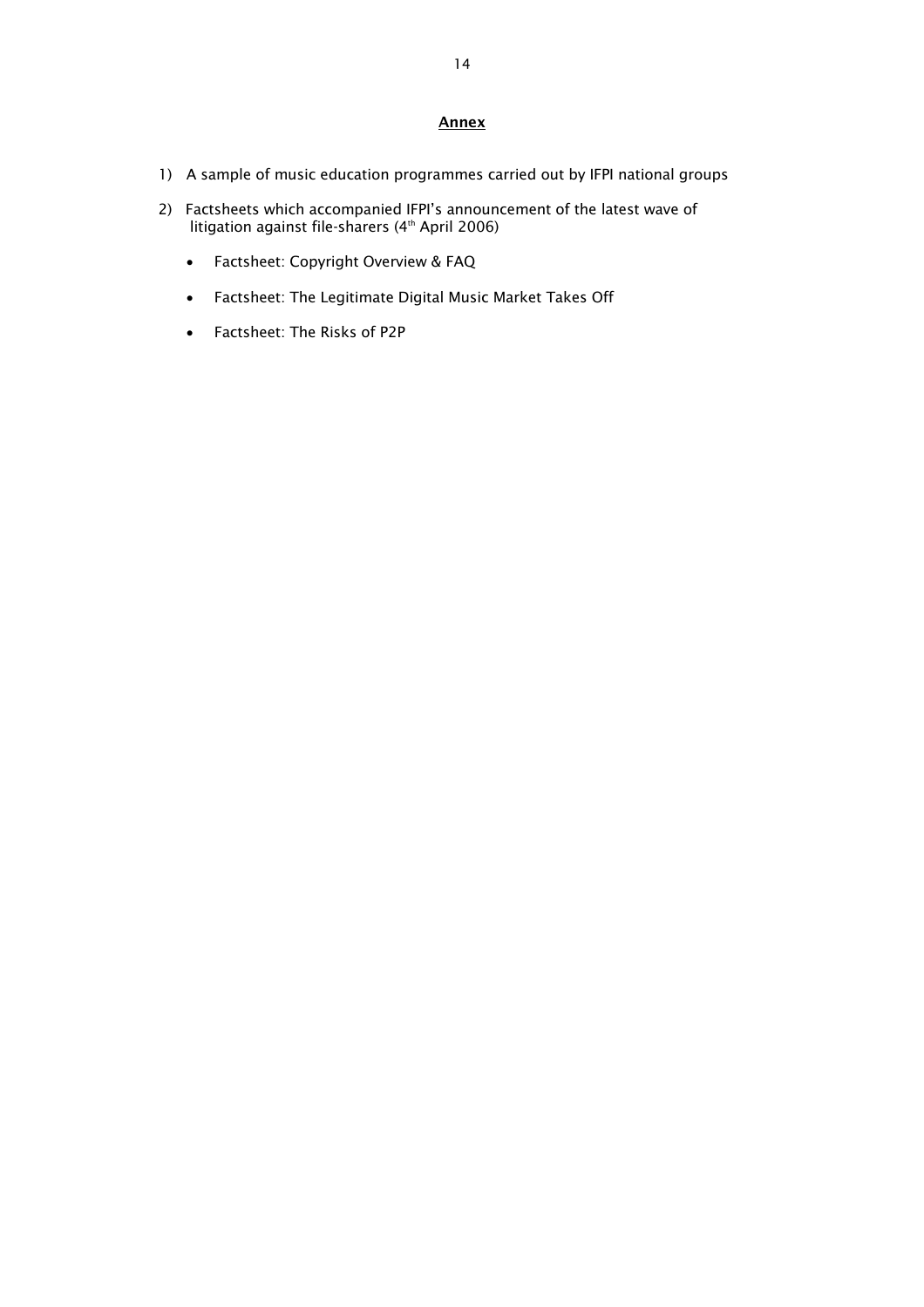## Annex

1) A sample of music education programmes carried out by IFPI national groups

2) Factsheets which accompanied IFPI's announcement of the latest wave of litigation against file-sharers (4th April 2006)

   - Factsheet: Copyright Overview & FAQ
   - Factsheet: The Legitimate Digital Music Market Takes Off
   - Factsheet: The Risks of P2P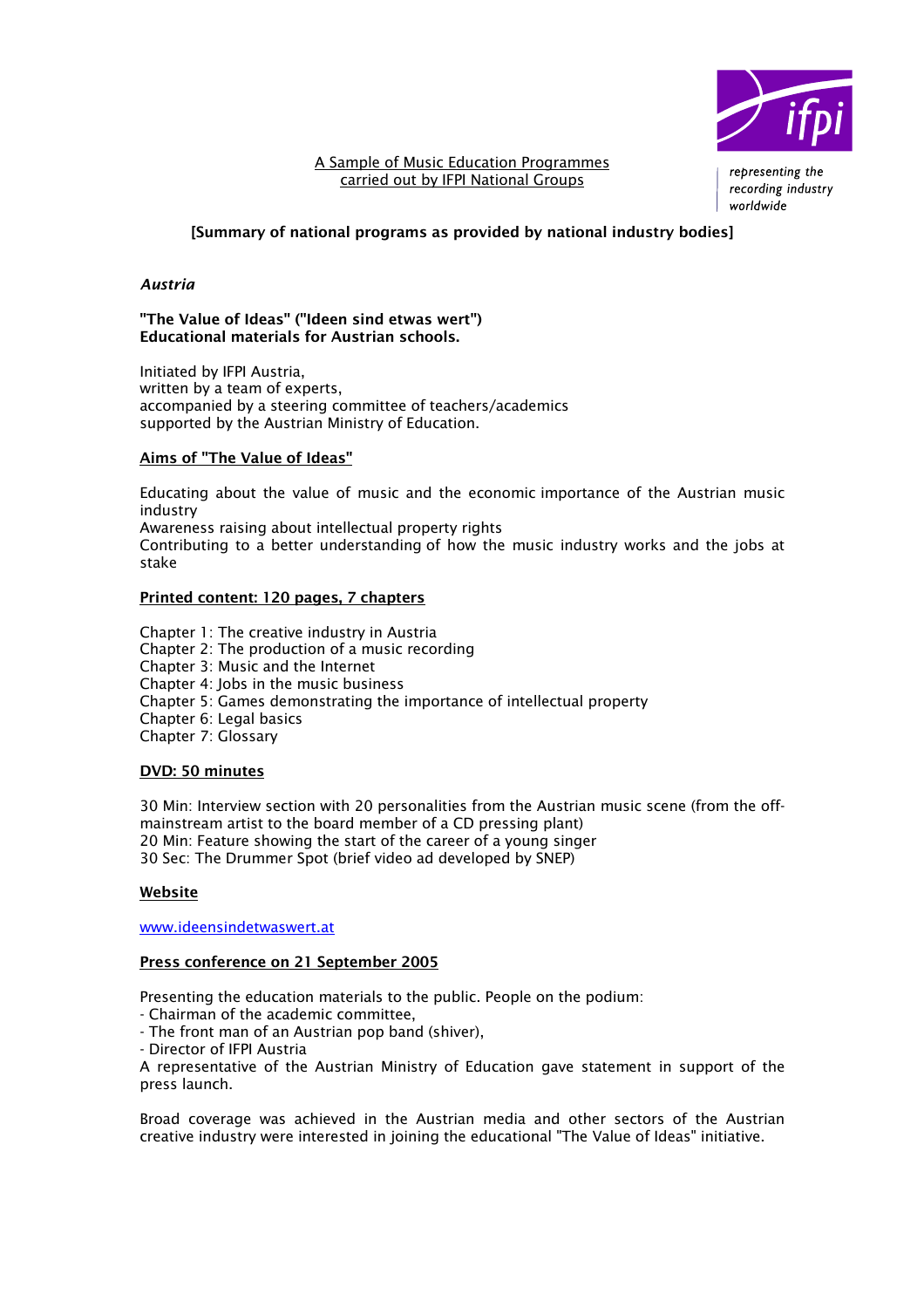A Sample of Music Education Programmes carried out by IFPI National Groups

representing the recording industry worldwide

**[Summary of national programs as provided by national industry bodies]**

***Austria***

**"The Value of Ideas" ("Ideen sind etwas wert")**
**Educational materials for Austrian schools.**

Initiated by IFPI Austria,
written by a team of experts,
accompanied by a steering committee of teachers/academics
supported by the Austrian Ministry of Education.

**Aims of "The Value of Ideas"**

Educating about the value of music and the economic importance of the Austrian music industry
Awareness raising about intellectual property rights
Contributing to a better understanding of how the music industry works and the jobs at stake

**Printed content: 120 pages, 7 chapters**

Chapter 1: The creative industry in Austria
Chapter 2: The production of a music recording
Chapter 3: Music and the Internet
Chapter 4: Jobs in the music business
Chapter 5: Games demonstrating the importance of intellectual property
Chapter 6: Legal basics
Chapter 7: Glossary

**DVD: 50 minutes**

30 Min: Interview section with 20 personalities from the Austrian music scene (from the off-mainstream artist to the board member of a CD pressing plant)
20 Min: Feature showing the start of the career of a young singer
30 Sec: The Drummer Spot (brief video ad developed by SNEP)

**Website**

www.ideensindetwaswert.at

**Press conference on 21 September 2005**

Presenting the education materials to the public. People on the podium:
- Chairman of the academic committee,
- The front man of an Austrian pop band (shiver),
- Director of IFPI Austria

A representative of the Austrian Ministry of Education gave statement in support of the press launch.

Broad coverage was achieved in the Austrian media and other sectors of the Austrian creative industry were interested in joining the educational "The Value of Ideas" initiative.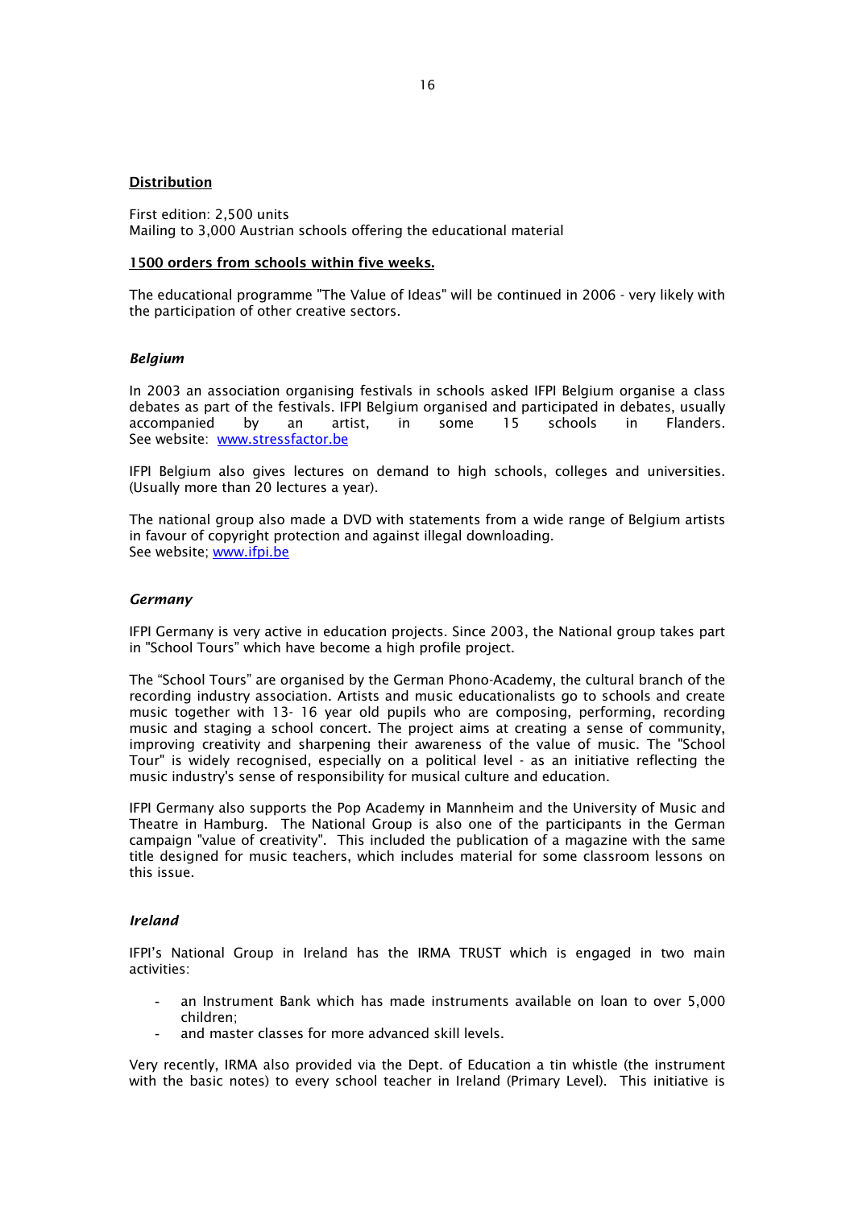**Distribution**

First edition: 2,500 units
Mailing to 3,000 Austrian schools offering the educational material

**1500 orders from schools within five weeks.**

The educational programme "The Value of Ideas" will be continued in 2006 - very likely with the participation of other creative sectors.

### *Belgium*

In 2003 an association organising festivals in schools asked IFPI Belgium organise a class debates as part of the festivals. IFPI Belgium organised and participated in debates, usually accompanied by an artist, in some 15 schools in Flanders. See website: www.stressfactor.be

IFPI Belgium also gives lectures on demand to high schools, colleges and universities. (Usually more than 20 lectures a year).

The national group also made a DVD with statements from a wide range of Belgium artists in favour of copyright protection and against illegal downloading.
See website; www.ifpi.be

### *Germany*

IFPI Germany is very active in education projects. Since 2003, the National group takes part in "School Tours" which have become a high profile project.

The "School Tours" are organised by the German Phono-Academy, the cultural branch of the recording industry association. Artists and music educationalists go to schools and create music together with 13- 16 year old pupils who are composing, performing, recording music and staging a school concert. The project aims at creating a sense of community, improving creativity and sharpening their awareness of the value of music. The "School Tour" is widely recognised, especially on a political level - as an initiative reflecting the music industry's sense of responsibility for musical culture and education.

IFPI Germany also supports the Pop Academy in Mannheim and the University of Music and Theatre in Hamburg. The National Group is also one of the participants in the German campaign "value of creativity". This included the publication of a magazine with the same title designed for music teachers, which includes material for some classroom lessons on this issue.

### *Ireland*

IFPI's National Group in Ireland has the IRMA TRUST which is engaged in two main activities:

- an Instrument Bank which has made instruments available on loan to over 5,000 children;
- and master classes for more advanced skill levels.

Very recently, IRMA also provided via the Dept. of Education a tin whistle (the instrument with the basic notes) to every school teacher in Ireland (Primary Level). This initiative is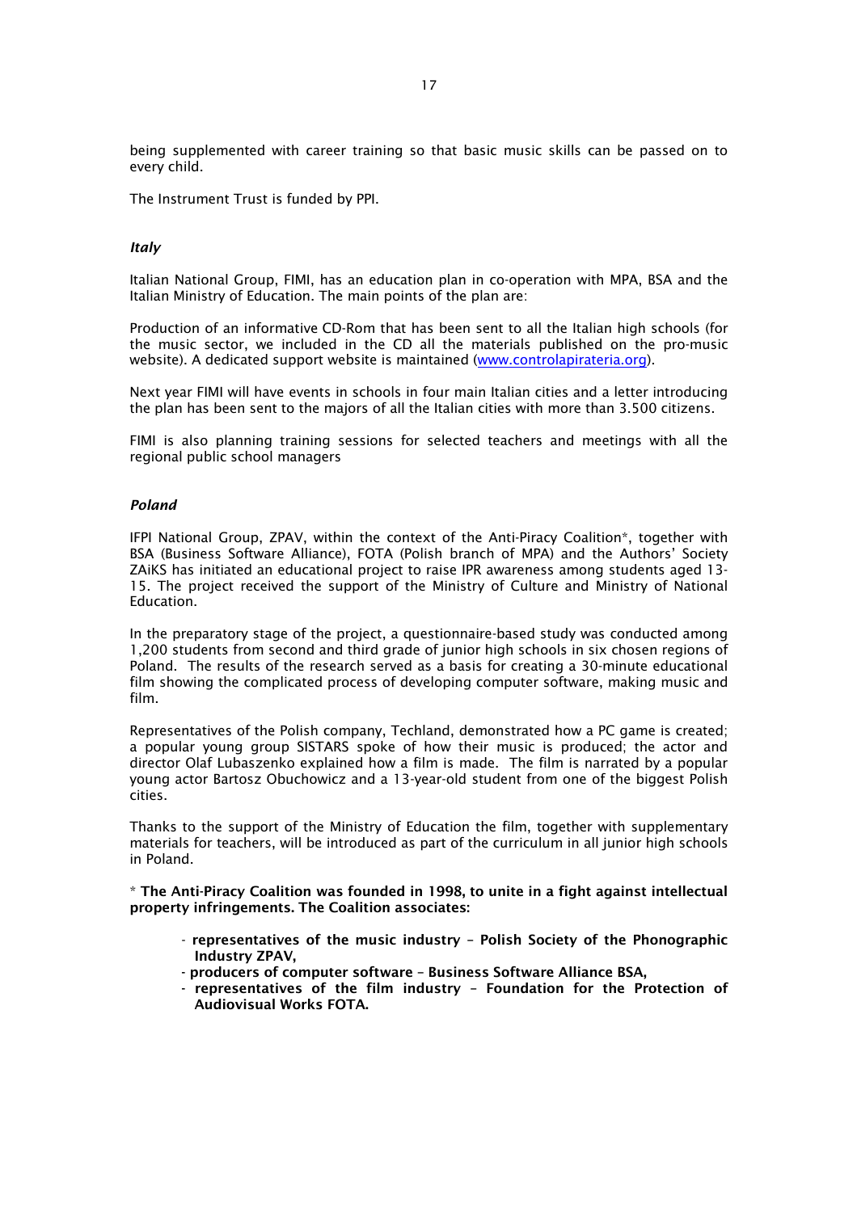being supplemented with career training so that basic music skills can be passed on to every child.

The Instrument Trust is funded by PPI.

### *Italy*

Italian National Group, FIMI, has an education plan in co-operation with MPA, BSA and the Italian Ministry of Education. The main points of the plan are:

Production of an informative CD-Rom that has been sent to all the Italian high schools (for the music sector, we included in the CD all the materials published on the pro-music website). A dedicated support website is maintained ([www.controlapirateria.org](www.controlapirateria.org)).

Next year FIMI will have events in schools in four main Italian cities and a letter introducing the plan has been sent to the majors of all the Italian cities with more than 3.500 citizens.

FIMI is also planning training sessions for selected teachers and meetings with all the regional public school managers

### *Poland*

IFPI National Group, ZPAV, within the context of the Anti-Piracy Coalition*, together with BSA (Business Software Alliance), FOTA (Polish branch of MPA) and the Authors' Society ZAiKS has initiated an educational project to raise IPR awareness among students aged 13-15. The project received the support of the Ministry of Culture and Ministry of National Education.

In the preparatory stage of the project, a questionnaire-based study was conducted among 1,200 students from second and third grade of junior high schools in six chosen regions of Poland. The results of the research served as a basis for creating a 30-minute educational film showing the complicated process of developing computer software, making music and film.

Representatives of the Polish company, Techland, demonstrated how a PC game is created; a popular young group SISTARS spoke of how their music is produced; the actor and director Olaf Lubaszenko explained how a film is made. The film is narrated by a popular young actor Bartosz Obuchowicz and a 13-year-old student from one of the biggest Polish cities.

Thanks to the support of the Ministry of Education the film, together with supplementary materials for teachers, will be introduced as part of the curriculum in all junior high schools in Poland.

\* **The Anti-Piracy Coalition was founded in 1998, to unite in a fight against intellectual property infringements. The Coalition associates:**

- **representatives of the music industry – Polish Society of the Phonographic Industry ZPAV,**
- **producers of computer software – Business Software Alliance BSA,**
- **representatives of the film industry – Foundation for the Protection of Audiovisual Works FOTA.**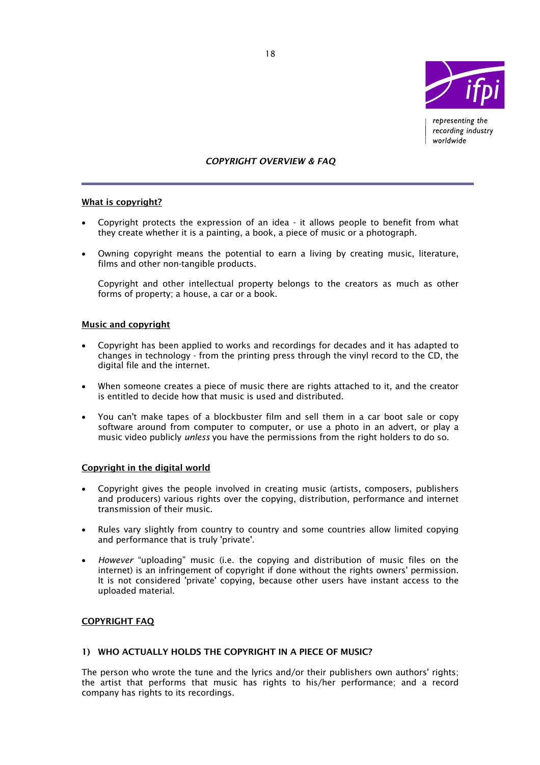*COPYRIGHT OVERVIEW & FAQ*

---

**What is copyright?**

- Copyright protects the expression of an idea - it allows people to benefit from what they create whether it is a painting, a book, a piece of music or a photograph.

- Owning copyright means the potential to earn a living by creating music, literature, films and other non-tangible products.

  Copyright and other intellectual property belongs to the creators as much as other forms of property; a house, a car or a book.

**Music and copyright**

- Copyright has been applied to works and recordings for decades and it has adapted to changes in technology - from the printing press through the vinyl record to the CD, the digital file and the internet.

- When someone creates a piece of music there are rights attached to it, and the creator is entitled to decide how that music is used and distributed.

- You can't make tapes of a blockbuster film and sell them in a car boot sale or copy software around from computer to computer, or use a photo in an advert, or play a music video publicly *unless* you have the permissions from the right holders to do so.

**Copyright in the digital world**

- Copyright gives the people involved in creating music (artists, composers, publishers and producers) various rights over the copying, distribution, performance and internet transmission of their music.

- Rules vary slightly from country to country and some countries allow limited copying and performance that is truly 'private'.

- *However* "uploading" music (i.e. the copying and distribution of music files on the internet) is an infringement of copyright if done without the rights owners' permission. It is not considered 'private' copying, because other users have instant access to the uploaded material.

**COPYRIGHT FAQ**

**1) WHO ACTUALLY HOLDS THE COPYRIGHT IN A PIECE OF MUSIC?**

The person who wrote the tune and the lyrics and/or their publishers own authors' rights; the artist that performs that music has rights to his/her performance; and a record company has rights to its recordings.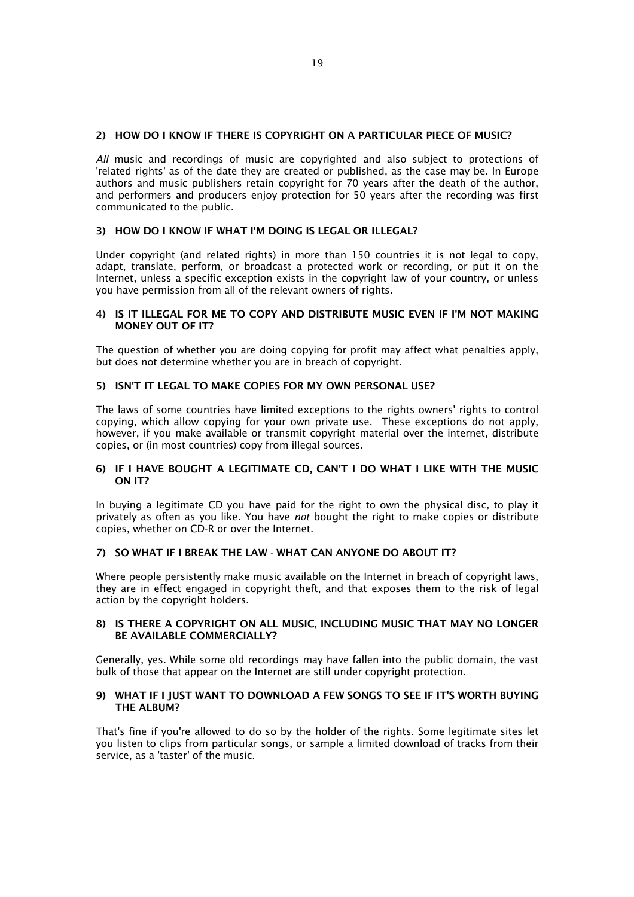### 2) HOW DO I KNOW IF THERE IS COPYRIGHT ON A PARTICULAR PIECE OF MUSIC?

*All* music and recordings of music are copyrighted and also subject to protections of 'related rights' as of the date they are created or published, as the case may be. In Europe authors and music publishers retain copyright for 70 years after the death of the author, and performers and producers enjoy protection for 50 years after the recording was first communicated to the public.

### 3) HOW DO I KNOW IF WHAT I'M DOING IS LEGAL OR ILLEGAL?

Under copyright (and related rights) in more than 150 countries it is not legal to copy, adapt, translate, perform, or broadcast a protected work or recording, or put it on the Internet, unless a specific exception exists in the copyright law of your country, or unless you have permission from all of the relevant owners of rights.

### 4) IS IT ILLEGAL FOR ME TO COPY AND DISTRIBUTE MUSIC EVEN IF I'M NOT MAKING MONEY OUT OF IT?

The question of whether you are doing copying for profit may affect what penalties apply, but does not determine whether you are in breach of copyright.

### 5) ISN'T IT LEGAL TO MAKE COPIES FOR MY OWN PERSONAL USE?

The laws of some countries have limited exceptions to the rights owners' rights to control copying, which allow copying for your own private use. These exceptions do not apply, however, if you make available or transmit copyright material over the internet, distribute copies, or (in most countries) copy from illegal sources.

### 6) IF I HAVE BOUGHT A LEGITIMATE CD, CAN'T I DO WHAT I LIKE WITH THE MUSIC ON IT?

In buying a legitimate CD you have paid for the right to own the physical disc, to play it privately as often as you like. You have *not* bought the right to make copies or distribute copies, whether on CD-R or over the Internet.

### 7) SO WHAT IF I BREAK THE LAW - WHAT CAN ANYONE DO ABOUT IT?

Where people persistently make music available on the Internet in breach of copyright laws, they are in effect engaged in copyright theft, and that exposes them to the risk of legal action by the copyright holders.

### 8) IS THERE A COPYRIGHT ON ALL MUSIC, INCLUDING MUSIC THAT MAY NO LONGER BE AVAILABLE COMMERCIALLY?

Generally, yes. While some old recordings may have fallen into the public domain, the vast bulk of those that appear on the Internet are still under copyright protection.

### 9) WHAT IF I JUST WANT TO DOWNLOAD A FEW SONGS TO SEE IF IT'S WORTH BUYING THE ALBUM?

That's fine if you're allowed to do so by the holder of the rights. Some legitimate sites let you listen to clips from particular songs, or sample a limited download of tracks from their service, as a 'taster' of the music.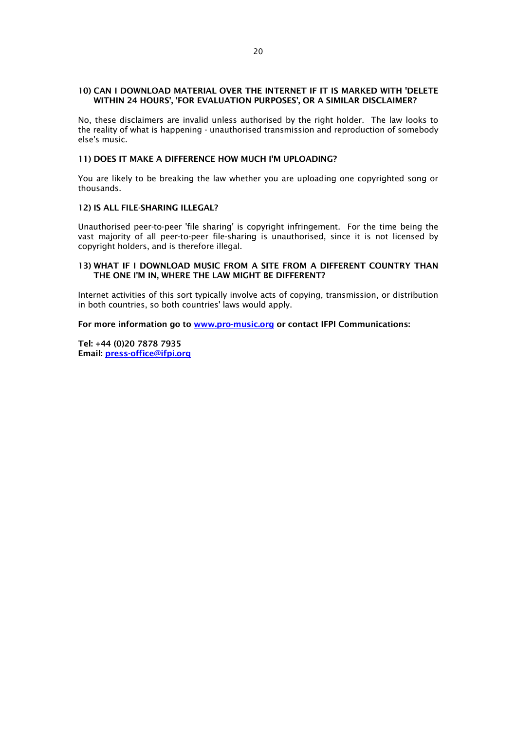**10) CAN I DOWNLOAD MATERIAL OVER THE INTERNET IF IT IS MARKED WITH 'DELETE WITHIN 24 HOURS', 'FOR EVALUATION PURPOSES', OR A SIMILAR DISCLAIMER?**

No, these disclaimers are invalid unless authorised by the right holder. The law looks to the reality of what is happening - unauthorised transmission and reproduction of somebody else's music.

**11) DOES IT MAKE A DIFFERENCE HOW MUCH I'M UPLOADING?**

You are likely to be breaking the law whether you are uploading one copyrighted song or thousands.

**12) IS ALL FILE-SHARING ILLEGAL?**

Unauthorised peer-to-peer 'file sharing' is copyright infringement. For the time being the vast majority of all peer-to-peer file-sharing is unauthorised, since it is not licensed by copyright holders, and is therefore illegal.

**13) WHAT IF I DOWNLOAD MUSIC FROM A SITE FROM A DIFFERENT COUNTRY THAN THE ONE I'M IN, WHERE THE LAW MIGHT BE DIFFERENT?**

Internet activities of this sort typically involve acts of copying, transmission, or distribution in both countries, so both countries' laws would apply.

**For more information go to [www.pro-music.org](http://www.pro-music.org) or contact IFPI Communications:**

**Tel: +44 (0)20 7878 7935**
**Email: [press-office@ifpi.org](mailto:press-office@ifpi.org)**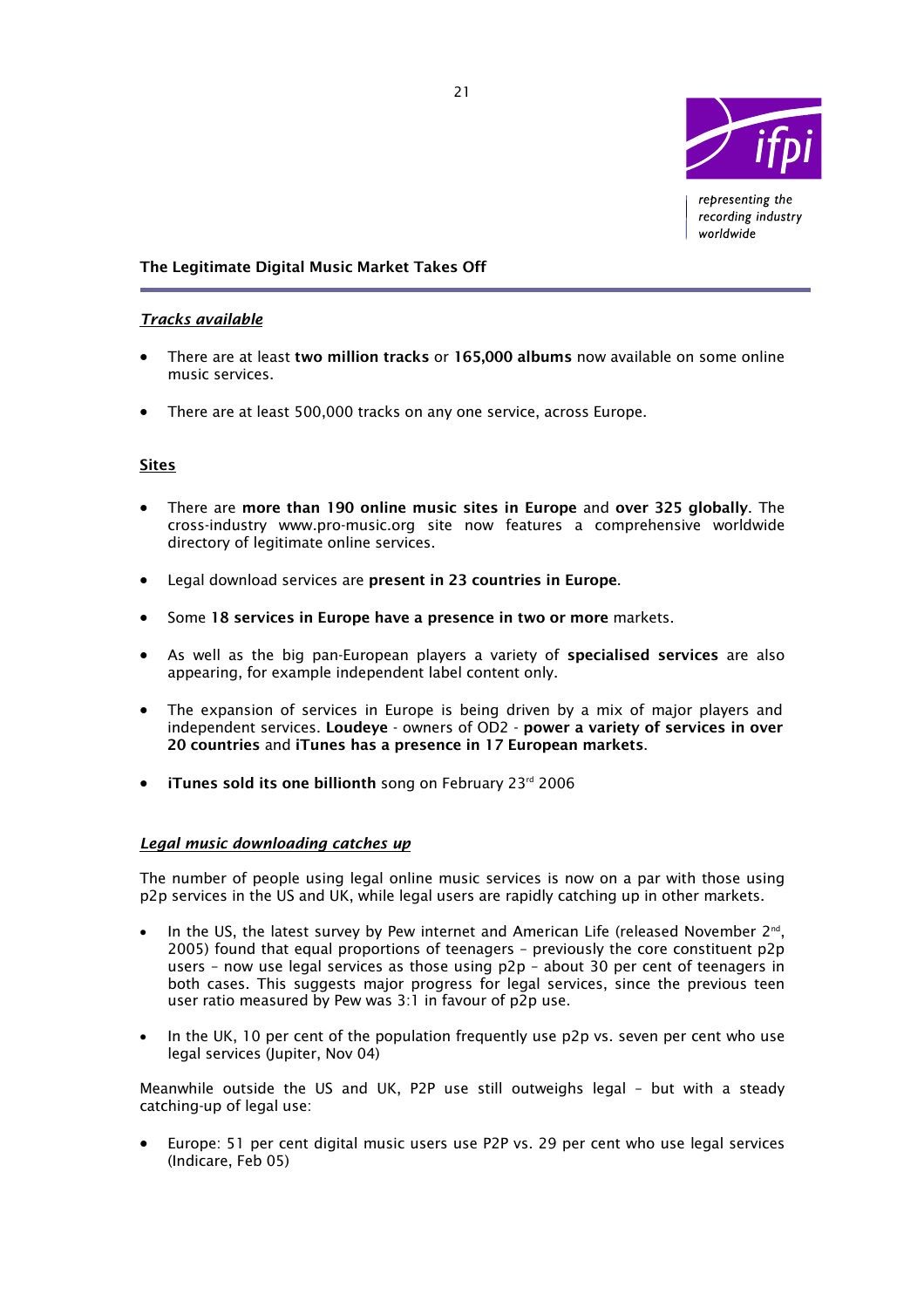## The Legitimate Digital Music Market Takes Off

### ***Tracks available***

- There are at least **two million tracks** or **165,000 albums** now available on some online music services.
- There are at least 500,000 tracks on any one service, across Europe.

### **Sites**

- There are **more than 190 online music sites in Europe** and **over 325 globally**. The cross-industry www.pro-music.org site now features a comprehensive worldwide directory of legitimate online services.
- Legal download services are **present in 23 countries in Europe**.
- Some **18 services in Europe have a presence in two or more** markets.
- As well as the big pan-European players a variety of **specialised services** are also appearing, for example independent label content only.
- The expansion of services in Europe is being driven by a mix of major players and independent services. **Loudeye** - owners of OD2 - **power a variety of services in over 20 countries** and **iTunes has a presence in 17 European markets**.
- **iTunes sold its one billionth** song on February 23rd 2006

### ***Legal music downloading catches up***

The number of people using legal online music services is now on a par with those using p2p services in the US and UK, while legal users are rapidly catching up in other markets.

- In the US, the latest survey by Pew internet and American Life (released November 2nd, 2005) found that equal proportions of teenagers – previously the core constituent p2p users – now use legal services as those using p2p – about 30 per cent of teenagers in both cases. This suggests major progress for legal services, since the previous teen user ratio measured by Pew was 3:1 in favour of p2p use.
- In the UK, 10 per cent of the population frequently use p2p vs. seven per cent who use legal services (Jupiter, Nov 04)

Meanwhile outside the US and UK, P2P use still outweighs legal – but with a steady catching-up of legal use:

- Europe: 51 per cent digital music users use P2P vs. 29 per cent who use legal services (Indicare, Feb 05)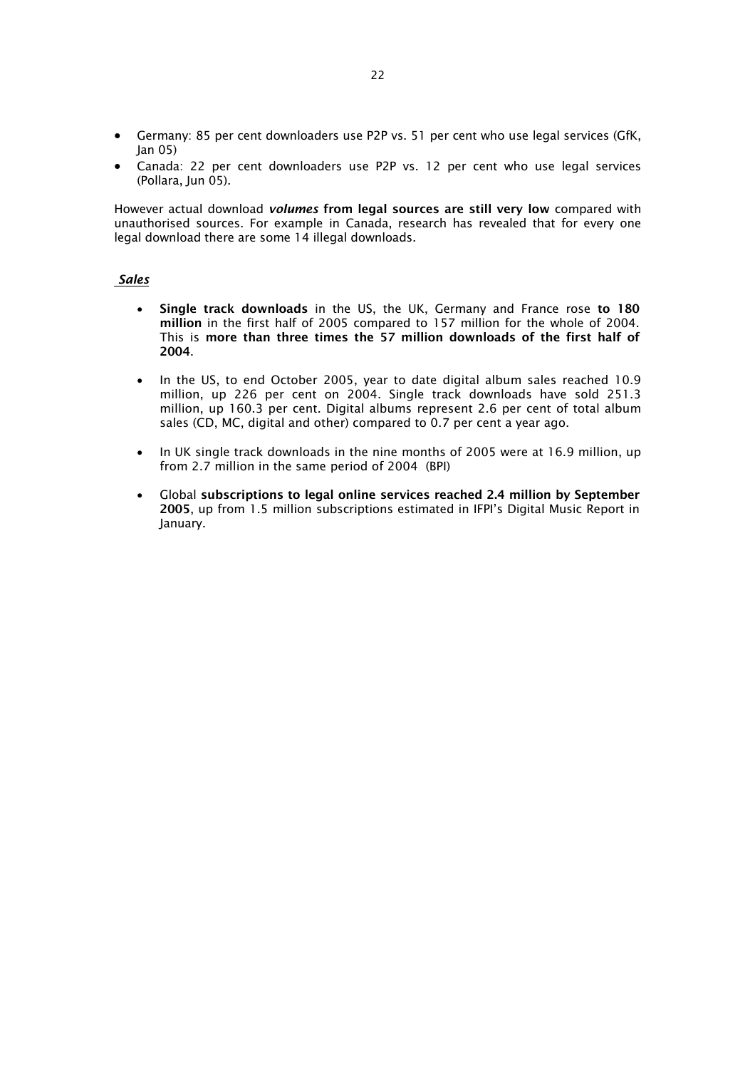- Germany: 85 per cent downloaders use P2P vs. 51 per cent who use legal services (GfK, Jan 05)
- Canada: 22 per cent downloaders use P2P vs. 12 per cent who use legal services (Pollara, Jun 05).

However actual download ***volumes*** **from legal sources are still very low** compared with unauthorised sources. For example in Canada, research has revealed that for every one legal download there are some 14 illegal downloads.

***Sales***

- **Single track downloads** in the US, the UK, Germany and France rose **to 180 million** in the first half of 2005 compared to 157 million for the whole of 2004. This is **more than three times the 57 million downloads of the first half of 2004**.

- In the US, to end October 2005, year to date digital album sales reached 10.9 million, up 226 per cent on 2004. Single track downloads have sold 251.3 million, up 160.3 per cent. Digital albums represent 2.6 per cent of total album sales (CD, MC, digital and other) compared to 0.7 per cent a year ago.

- In UK single track downloads in the nine months of 2005 were at 16.9 million, up from 2.7 million in the same period of 2004 (BPI)

- Global **subscriptions to legal online services reached 2.4 million by September 2005**, up from 1.5 million subscriptions estimated in IFPI's Digital Music Report in January.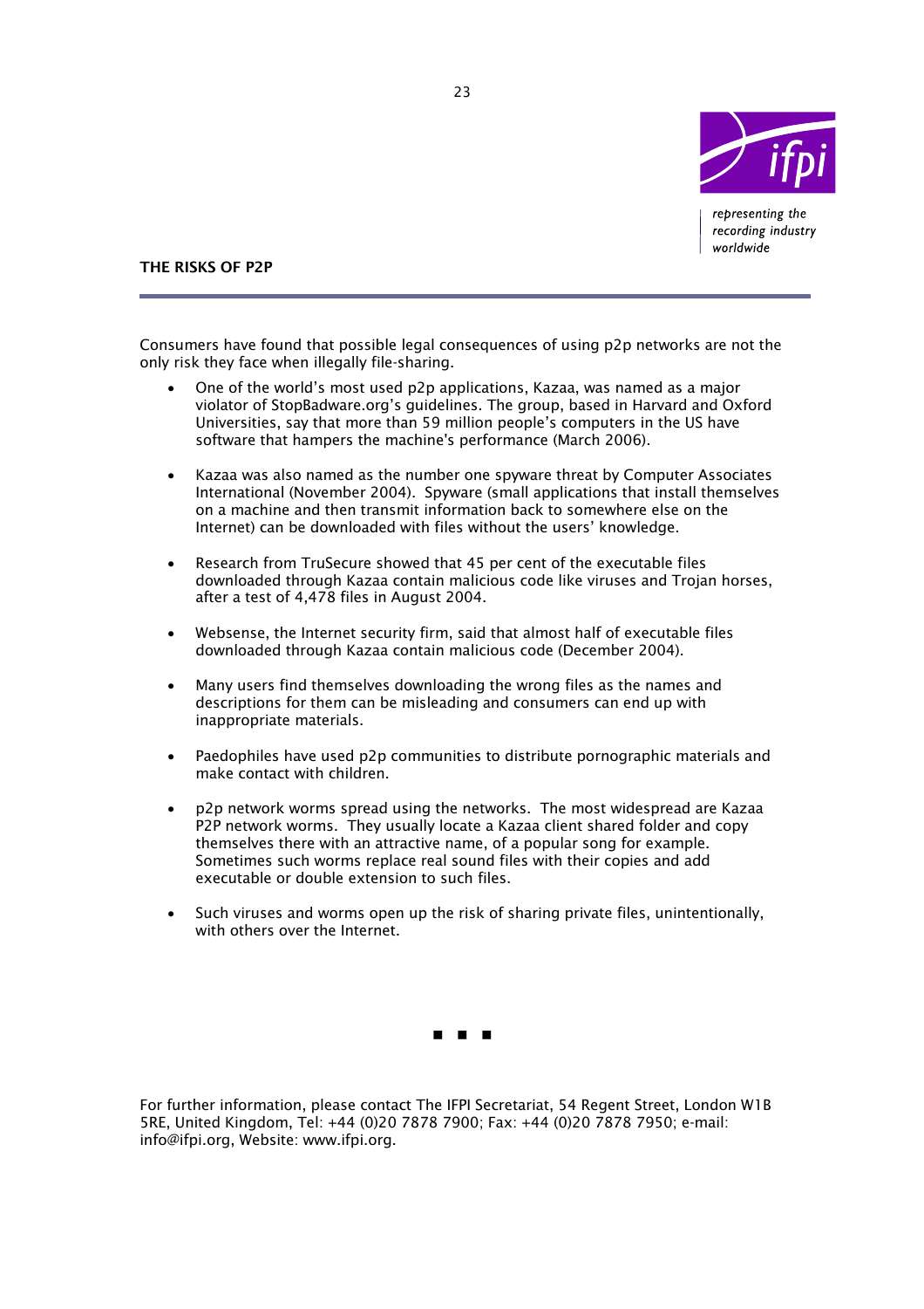## THE RISKS OF P2P

Consumers have found that possible legal consequences of using p2p networks are not the only risk they face when illegally file-sharing.

- One of the world's most used p2p applications, Kazaa, was named as a major violator of StopBadware.org's guidelines. The group, based in Harvard and Oxford Universities, say that more than 59 million people's computers in the US have software that hampers the machine's performance (March 2006).

- Kazaa was also named as the number one spyware threat by Computer Associates International (November 2004). Spyware (small applications that install themselves on a machine and then transmit information back to somewhere else on the Internet) can be downloaded with files without the users' knowledge.

- Research from TruSecure showed that 45 per cent of the executable files downloaded through Kazaa contain malicious code like viruses and Trojan horses, after a test of 4,478 files in August 2004.

- Websense, the Internet security firm, said that almost half of executable files downloaded through Kazaa contain malicious code (December 2004).

- Many users find themselves downloading the wrong files as the names and descriptions for them can be misleading and consumers can end up with inappropriate materials.

- Paedophiles have used p2p communities to distribute pornographic materials and make contact with children.

- p2p network worms spread using the networks. The most widespread are Kazaa P2P network worms. They usually locate a Kazaa client shared folder and copy themselves there with an attractive name, of a popular song for example. Sometimes such worms replace real sound files with their copies and add executable or double extension to such files.

- Such viruses and worms open up the risk of sharing private files, unintentionally, with others over the Internet.

■ ■ ■

For further information, please contact The IFPI Secretariat, 54 Regent Street, London W1B 5RE, United Kingdom, Tel: +44 (0)20 7878 7900; Fax: +44 (0)20 7878 7950; e-mail: info@ifpi.org, Website: www.ifpi.org.